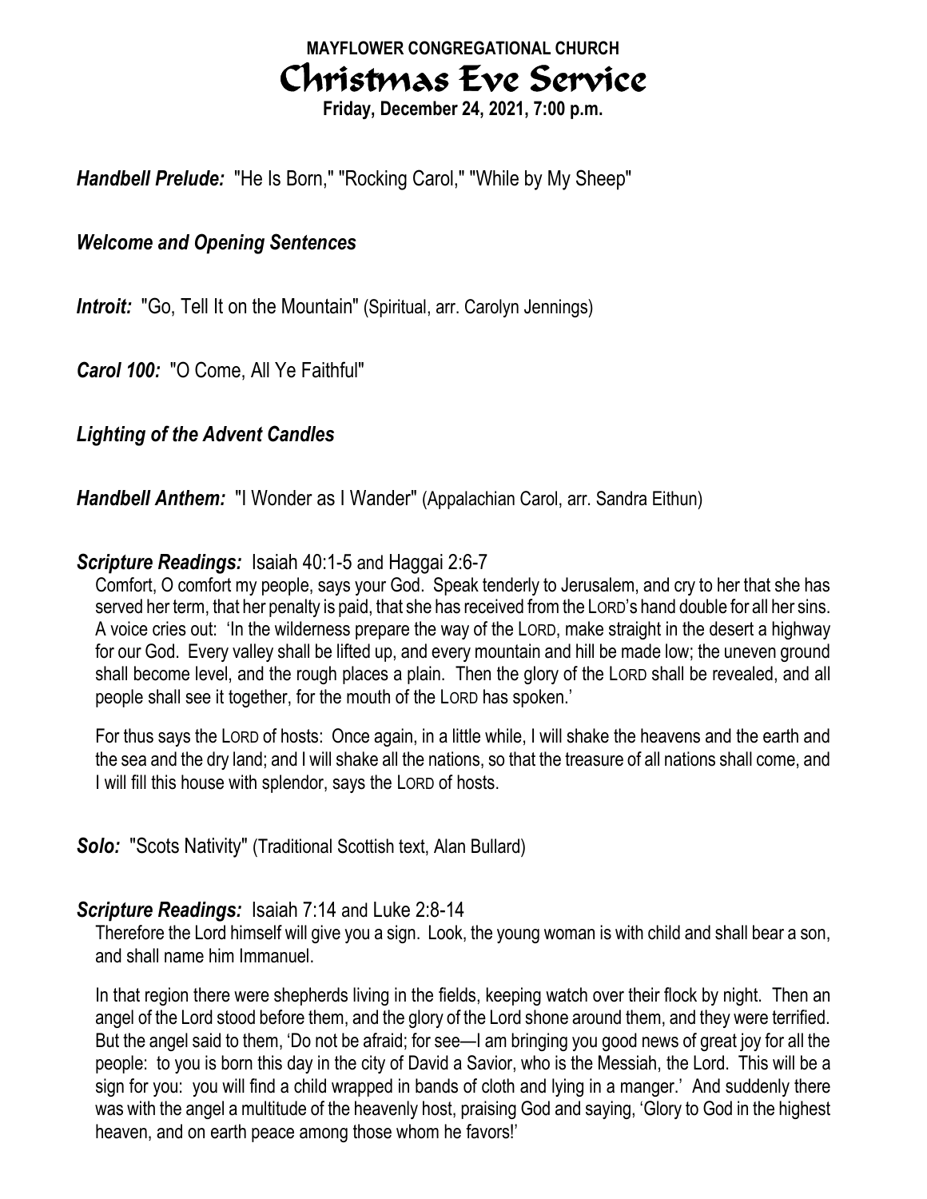**MAYFLOWER CONGREGATIONAL CHURCH**

# Christmas Eve Service

**Friday, December 24, 2021, 7:00 p.m.**

***Handbell Prelude:*** "He Is Born," "Rocking Carol," "While by My Sheep"

***Welcome and Opening Sentences***

***Introit:*** "Go, Tell It on the Mountain" (Spiritual, arr. Carolyn Jennings)

***Carol 100:*** "O Come, All Ye Faithful"

***Lighting of the Advent Candles***

***Handbell Anthem:*** "I Wonder as I Wander" (Appalachian Carol, arr. Sandra Eithun)

***Scripture Readings:*** Isaiah 40:1-5 and Haggai 2:6-7

Comfort, O comfort my people, says your God. Speak tenderly to Jerusalem, and cry to her that she has served her term, that her penalty is paid, that she has received from the LORD's hand double for all her sins. A voice cries out: 'In the wilderness prepare the way of the LORD, make straight in the desert a highway for our God. Every valley shall be lifted up, and every mountain and hill be made low; the uneven ground shall become level, and the rough places a plain. Then the glory of the LORD shall be revealed, and all people shall see it together, for the mouth of the LORD has spoken.'

For thus says the LORD of hosts: Once again, in a little while, I will shake the heavens and the earth and the sea and the dry land; and I will shake all the nations, so that the treasure of all nations shall come, and I will fill this house with splendor, says the LORD of hosts.

***Solo:*** "Scots Nativity" (Traditional Scottish text, Alan Bullard)

***Scripture Readings:*** Isaiah 7:14 and Luke 2:8-14

Therefore the Lord himself will give you a sign. Look, the young woman is with child and shall bear a son, and shall name him Immanuel.

In that region there were shepherds living in the fields, keeping watch over their flock by night. Then an angel of the Lord stood before them, and the glory of the Lord shone around them, and they were terrified. But the angel said to them, 'Do not be afraid; for see—I am bringing you good news of great joy for all the people: to you is born this day in the city of David a Savior, who is the Messiah, the Lord. This will be a sign for you: you will find a child wrapped in bands of cloth and lying in a manger.' And suddenly there was with the angel a multitude of the heavenly host, praising God and saying, 'Glory to God in the highest heaven, and on earth peace among those whom he favors!'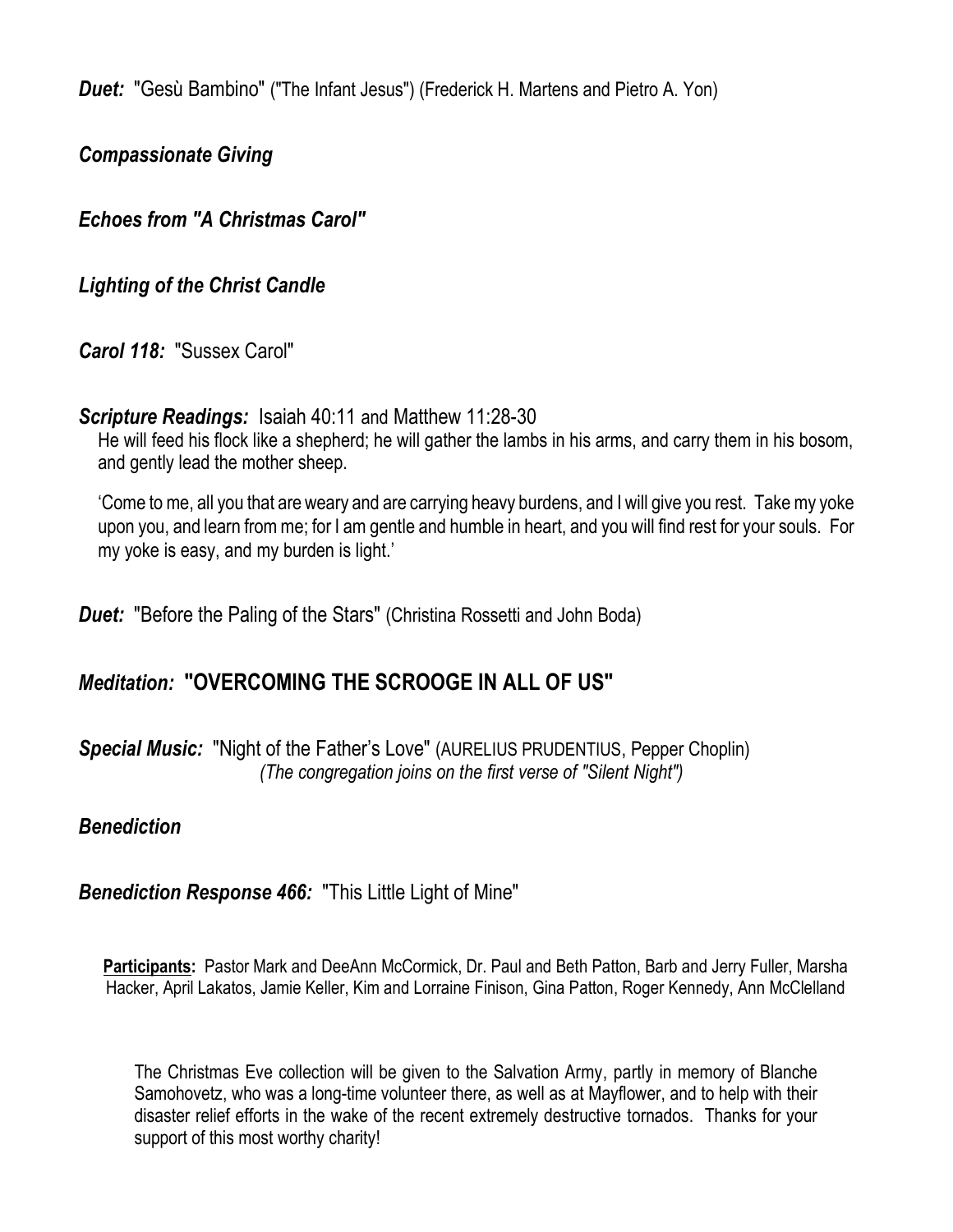***Duet:*** "Gesù Bambino" ("The Infant Jesus") (Frederick H. Martens and Pietro A. Yon)

***Compassionate Giving***

***Echoes from "A Christmas Carol"***

***Lighting of the Christ Candle***

***Carol 118:*** "Sussex Carol"

***Scripture Readings:*** Isaiah 40:11 and Matthew 11:28-30

He will feed his flock like a shepherd; he will gather the lambs in his arms, and carry them in his bosom, and gently lead the mother sheep.

'Come to me, all you that are weary and are carrying heavy burdens, and I will give you rest. Take my yoke upon you, and learn from me; for I am gentle and humble in heart, and you will find rest for your souls. For my yoke is easy, and my burden is light.'

***Duet:*** "Before the Paling of the Stars" (Christina Rossetti and John Boda)

***Meditation:*** **"OVERCOMING THE SCROOGE IN ALL OF US"**

***Special Music:*** "Night of the Father's Love" (AURELIUS PRUDENTIUS, Pepper Choplin)
*(The congregation joins on the first verse of "Silent Night")*

***Benediction***

***Benediction Response 466:*** "This Little Light of Mine"

**Participants:** Pastor Mark and DeeAnn McCormick, Dr. Paul and Beth Patton, Barb and Jerry Fuller, Marsha Hacker, April Lakatos, Jamie Keller, Kim and Lorraine Finison, Gina Patton, Roger Kennedy, Ann McClelland

The Christmas Eve collection will be given to the Salvation Army, partly in memory of Blanche Samohovetz, who was a long-time volunteer there, as well as at Mayflower, and to help with their disaster relief efforts in the wake of the recent extremely destructive tornados. Thanks for your support of this most worthy charity!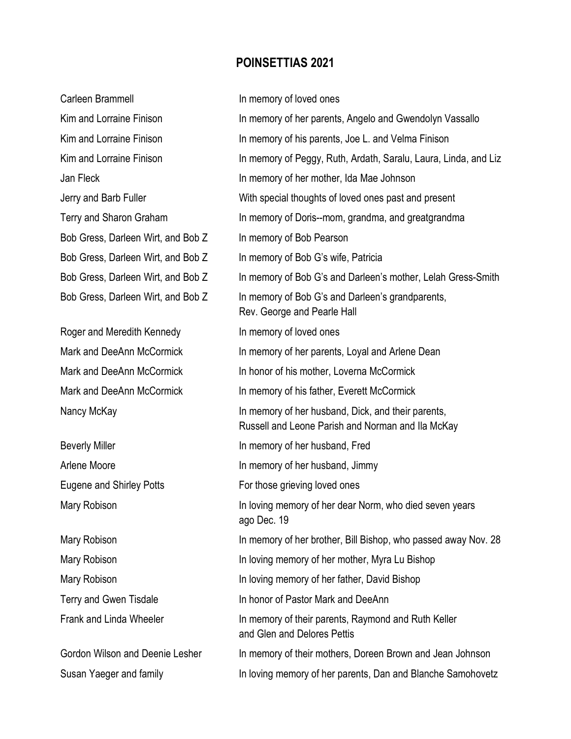## POINSETTIAS 2021

| | |
|---|---|
| Carleen Brammell | In memory of loved ones |
| Kim and Lorraine Finison | In memory of her parents, Angelo and Gwendolyn Vassallo |
| Kim and Lorraine Finison | In memory of his parents, Joe L. and Velma Finison |
| Kim and Lorraine Finison | In memory of Peggy, Ruth, Ardath, Saralu, Laura, Linda, and Liz |
| Jan Fleck | In memory of her mother, Ida Mae Johnson |
| Jerry and Barb Fuller | With special thoughts of loved ones past and present |
| Terry and Sharon Graham | In memory of Doris--mom, grandma, and greatgrandma |
| Bob Gress, Darleen Wirt, and Bob Z | In memory of Bob Pearson |
| Bob Gress, Darleen Wirt, and Bob Z | In memory of Bob G's wife, Patricia |
| Bob Gress, Darleen Wirt, and Bob Z | In memory of Bob G's and Darleen's mother, Lelah Gress-Smith |
| Bob Gress, Darleen Wirt, and Bob Z | In memory of Bob G's and Darleen's grandparents, Rev. George and Pearle Hall |
| Roger and Meredith Kennedy | In memory of loved ones |
| Mark and DeeAnn McCormick | In memory of her parents, Loyal and Arlene Dean |
| Mark and DeeAnn McCormick | In honor of his mother, Loverna McCormick |
| Mark and DeeAnn McCormick | In memory of his father, Everett McCormick |
| Nancy McKay | In memory of her husband, Dick, and their parents, Russell and Leone Parish and Norman and Ila McKay |
| Beverly Miller | In memory of her husband, Fred |
| Arlene Moore | In memory of her husband, Jimmy |
| Eugene and Shirley Potts | For those grieving loved ones |
| Mary Robison | In loving memory of her dear Norm, who died seven years ago Dec. 19 |
| Mary Robison | In memory of her brother, Bill Bishop, who passed away Nov. 28 |
| Mary Robison | In loving memory of her mother, Myra Lu Bishop |
| Mary Robison | In loving memory of her father, David Bishop |
| Terry and Gwen Tisdale | In honor of Pastor Mark and DeeAnn |
| Frank and Linda Wheeler | In memory of their parents, Raymond and Ruth Keller and Glen and Delores Pettis |
| Gordon Wilson and Deenie Lesher | In memory of their mothers, Doreen Brown and Jean Johnson |
| Susan Yaeger and family | In loving memory of her parents, Dan and Blanche Samohovetz |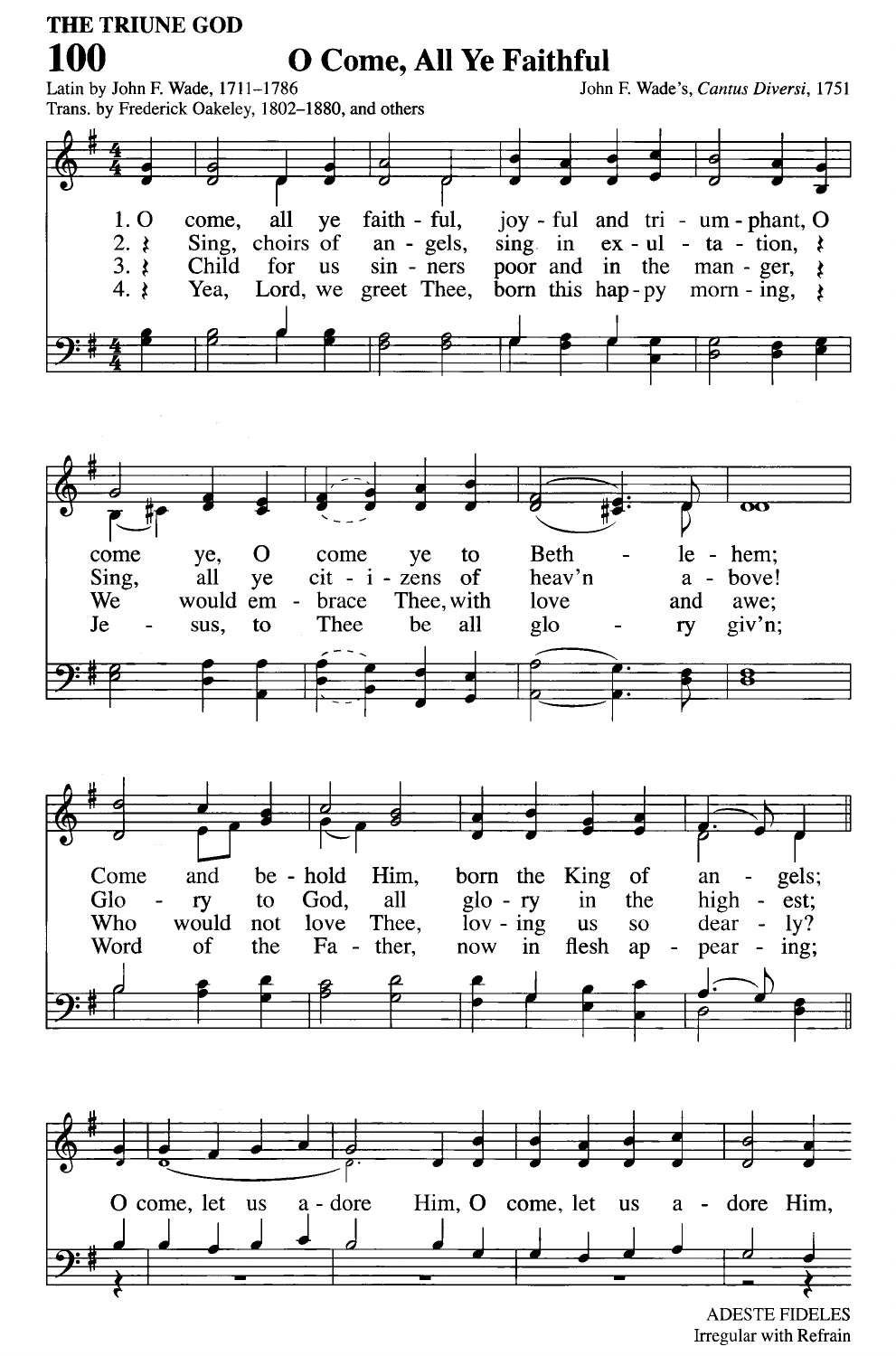THE TRIUNE GOD

# 100 O Come, All Ye Faithful

Latin by John F. Wade, 1711–1786
Trans. by Frederick Oakeley, 1802–1880, and others

John F. Wade's, *Cantus Diversi*, 1751

1. O come, all ye faithful, joyful and triumphant, O come ye, O come ye to Bethlehem;
2. Sing, choirs of angels, sing in exultation, Sing, all ye citizens of heav'n above!
3. Child for us sinners poor and in the manger, We would embrace Thee, with love and awe;
4. Yea, Lord, we greet Thee, born this happy morning, Jesus, to Thee be all glory giv'n;

Come and behold Him, born the King of angels;
Glory to God, all glory in the highest;
Who would not love Thee, loving us so dearly?
Word of the Father, now in flesh appearing;

O come, let us adore Him, O come, let us adore Him,

ADESTE FIDELES
Irregular with Refrain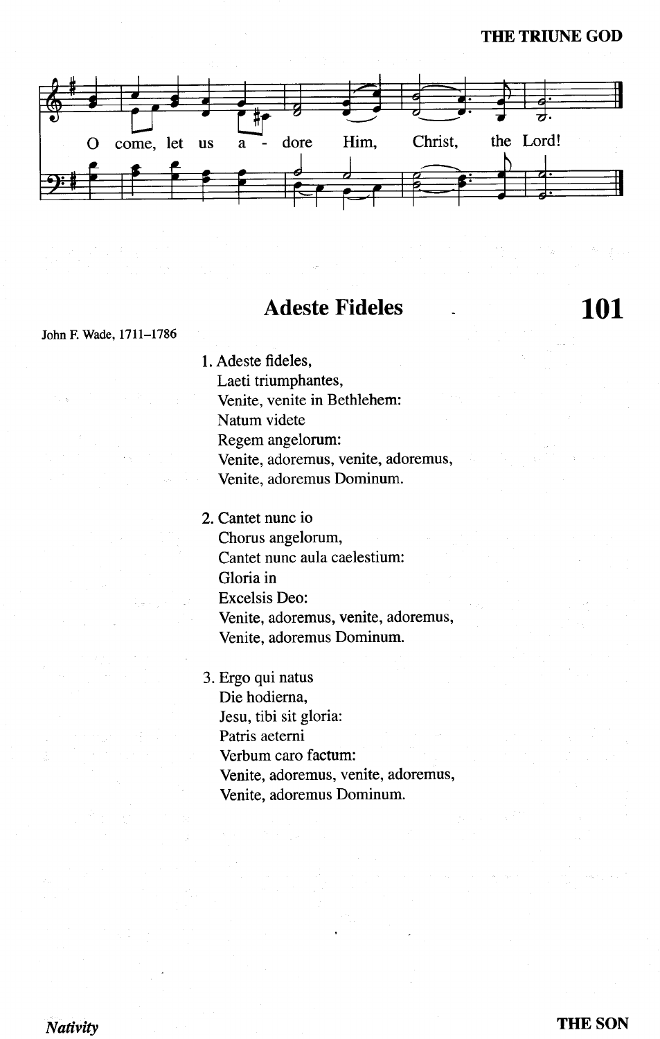O come, let us a - dore Him, Christ, the Lord!

## Adeste Fideles

# 101

John F. Wade, 1711–1786

1. Adeste fideles,
   Laeti triumphantes,
   Venite, venite in Bethlehem:
   Natum videte
   Regem angelorum:
   Venite, adoremus, venite, adoremus,
   Venite, adoremus Dominum.

2. Cantet nunc io
   Chorus angelorum,
   Cantet nunc aula caelestium:
   Gloria in
   Excelsis Deo:
   Venite, adoremus, venite, adoremus,
   Venite, adoremus Dominum.

3. Ergo qui natus
   Die hodierna,
   Jesu, tibi sit gloria:
   Patris aeterni
   Verbum caro factum:
   Venite, adoremus, venite, adoremus,
   Venite, adoremus Dominum.

*Nativity*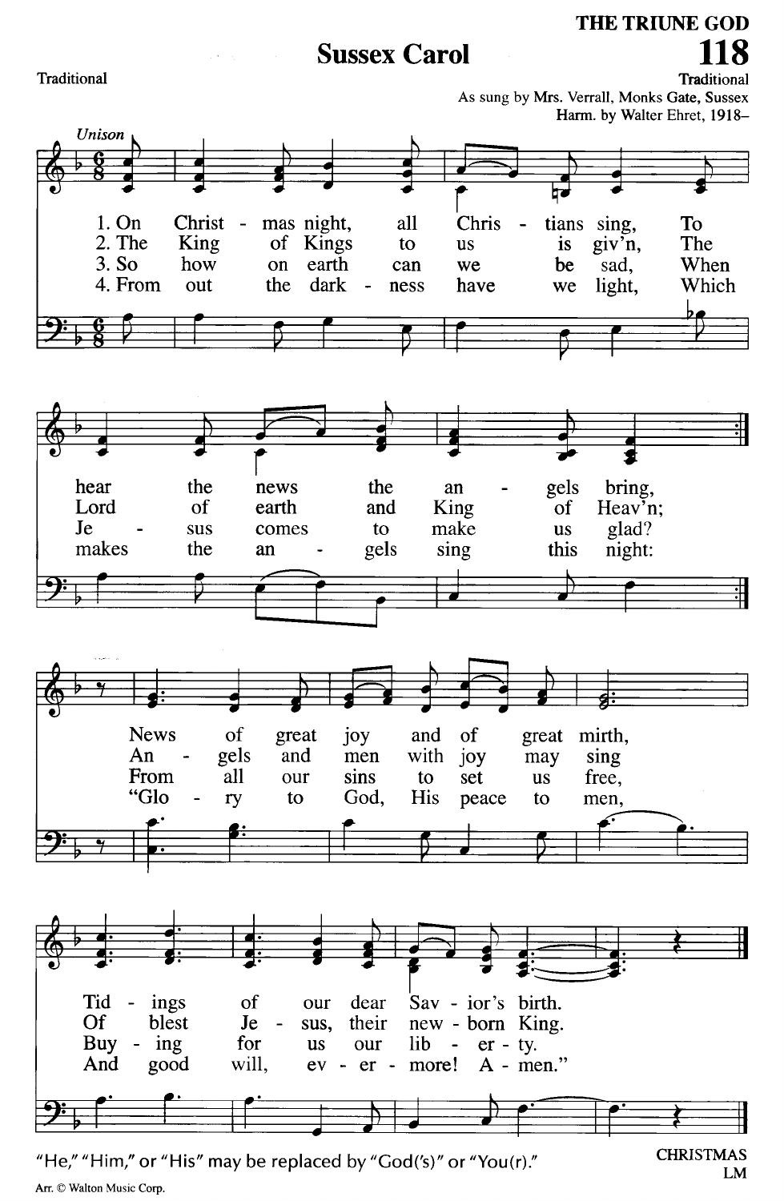THE TRIUNE GOD

# 118 Sussex Carol

Traditional

Traditional
As sung by Mrs. Verrall, Monks Gate, Sussex
Harm. by Walter Ehret, 1918–

Unison

1. On Christmas night, all Christians sing, To hear the news the angels bring, News of great joy and of great mirth, Tidings of our dear Savior's birth.

2. The King of Kings to us is giv'n, The Lord of earth and King of Heav'n; Angels and men with joy may sing Of blest Jesus, their newborn King.

3. So how on earth can we be sad, When Jesus comes to make us glad? From all our sins to set us free, Buying for us our liberty.

4. From out the darkness have we light, Which makes the angels sing this night: "Glory to God, His peace to men, And good will, evermore! Amen."

"He," "Him," or "His" may be replaced by "God('s)" or "You(r)."

CHRISTMAS
LM

Arr. © Walton Music Corp.